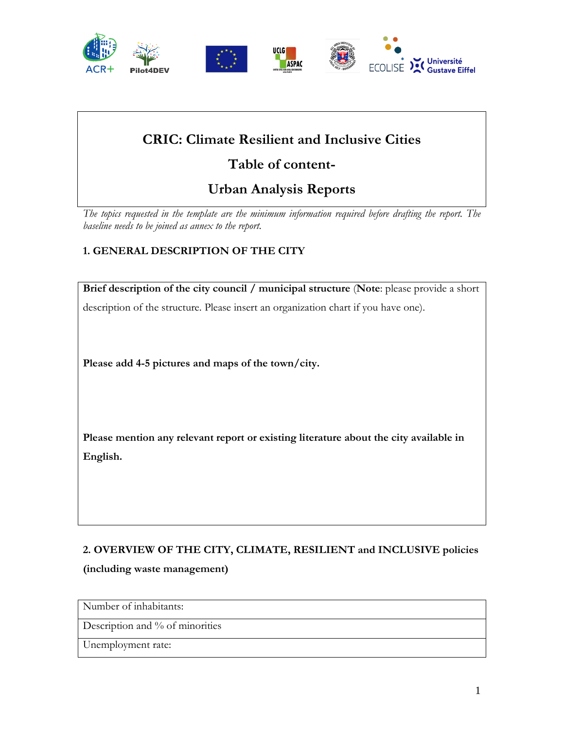# CRIC: Climate Resilient and Inclusive Cities

# Table of content-

# Urban Analysis Reports

*The topics requested in the template are the minimum information required before drafting the report. The baseline needs to be joined as annex to the report.*

## 1. GENERAL DESCRIPTION OF THE CITY

**Brief description of the city council / municipal structure** (**Note**: please provide a short description of the structure. Please insert an organization chart if you have one).

**Please add 4-5 pictures and maps of the town/city.**

**Please mention any relevant report or existing literature about the city available in English.**

## 2. OVERVIEW OF THE CITY, CLIMATE, RESILIENT and INCLUSIVE policies (including waste management)

| Number of inhabitants: |
|---|
| Description and % of minorities |
| Unemployment rate: |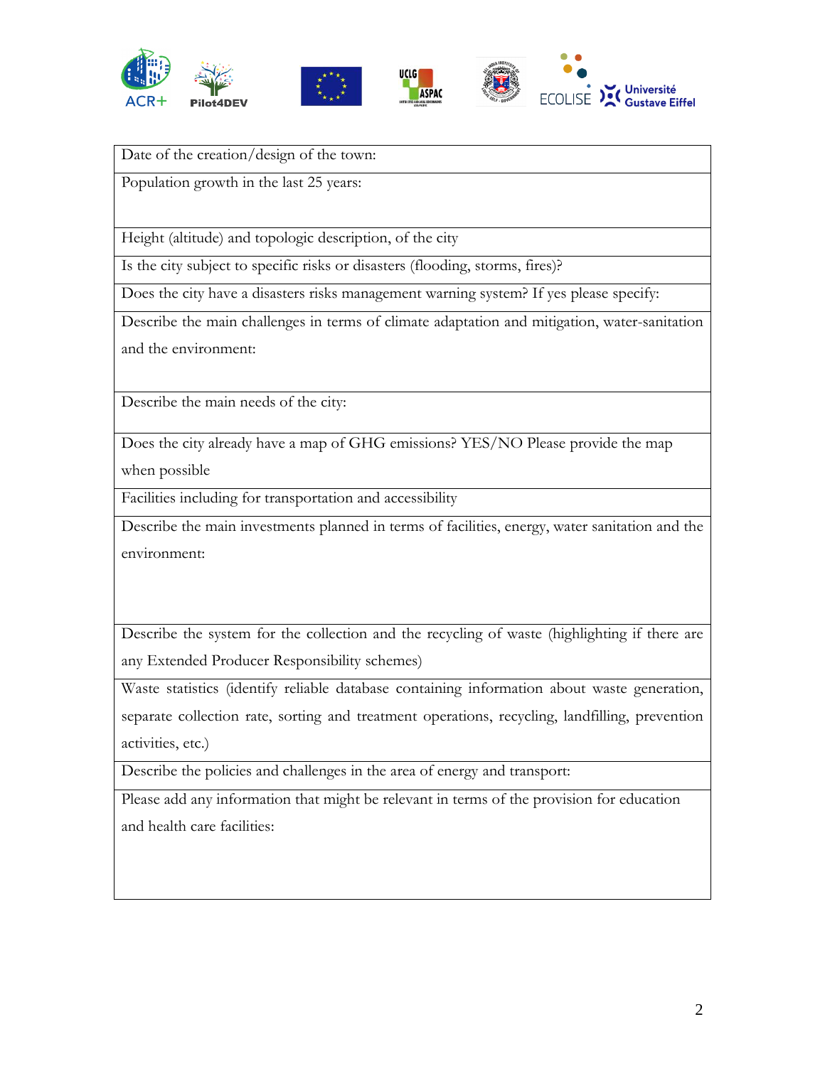| Date of the creation/design of the town: |
|---|
| Population growth in the last 25 years: |
| Height (altitude) and topologic description, of the city |
| Is the city subject to specific risks or disasters (flooding, storms, fires)? |
| Does the city have a disasters risks management warning system? If yes please specify: |
| Describe the main challenges in terms of climate adaptation and mitigation, water-sanitation and the environment: |
| Describe the main needs of the city: |
| Does the city already have a map of GHG emissions? YES/NO Please provide the map when possible |
| Facilities including for transportation and accessibility |
| Describe the main investments planned in terms of facilities, energy, water sanitation and the environment: |
| Describe the system for the collection and the recycling of waste (highlighting if there are any Extended Producer Responsibility schemes) |
| Waste statistics (identify reliable database containing information about waste generation, separate collection rate, sorting and treatment operations, recycling, landfilling, prevention activities, etc.) |
| Describe the policies and challenges in the area of energy and transport: |
| Please add any information that might be relevant in terms of the provision for education and health care facilities: |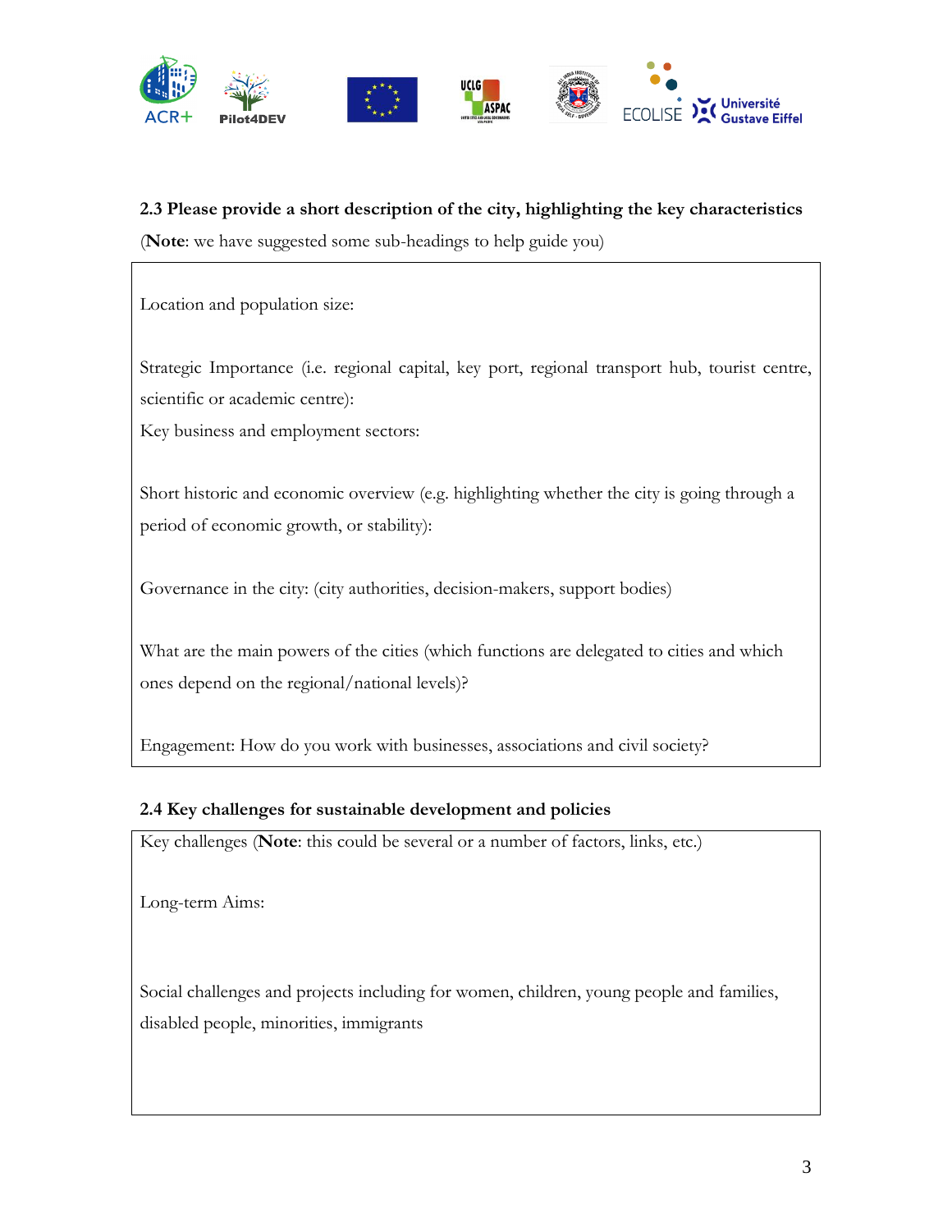**2.3 Please provide a short description of the city, highlighting the key characteristics**

(**Note**: we have suggested some sub-headings to help guide you)

Location and population size:

Strategic Importance (i.e. regional capital, key port, regional transport hub, tourist centre, scientific or academic centre):

Key business and employment sectors:

Short historic and economic overview (e.g. highlighting whether the city is going through a period of economic growth, or stability):

Governance in the city: (city authorities, decision-makers, support bodies)

What are the main powers of the cities (which functions are delegated to cities and which ones depend on the regional/national levels)?

Engagement: How do you work with businesses, associations and civil society?

**2.4 Key challenges for sustainable development and policies**

Key challenges (**Note**: this could be several or a number of factors, links, etc.)

Long-term Aims:

Social challenges and projects including for women, children, young people and families, disabled people, minorities, immigrants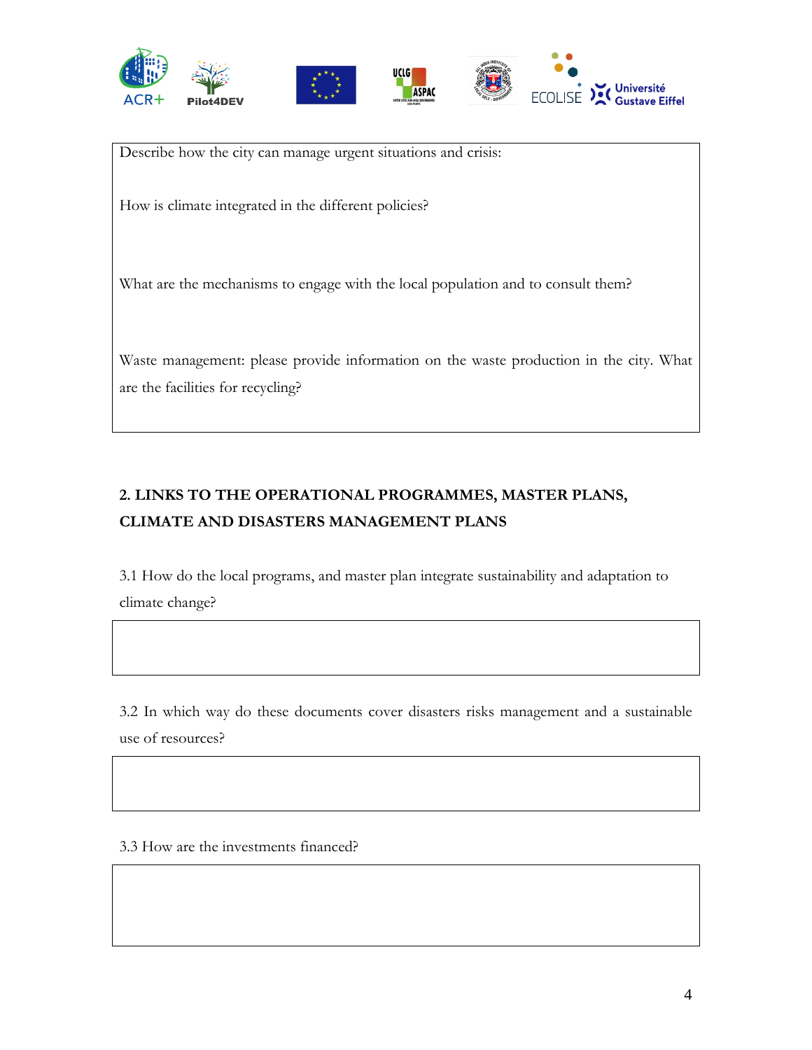Describe how the city can manage urgent situations and crisis:

How is climate integrated in the different policies?

What are the mechanisms to engage with the local population and to consult them?

Waste management: please provide information on the waste production in the city. What are the facilities for recycling?

## 2. LINKS TO THE OPERATIONAL PROGRAMMES, MASTER PLANS, CLIMATE AND DISASTERS MANAGEMENT PLANS

3.1 How do the local programs, and master plan integrate sustainability and adaptation to climate change?

3.2 In which way do these documents cover disasters risks management and a sustainable use of resources?

3.3 How are the investments financed?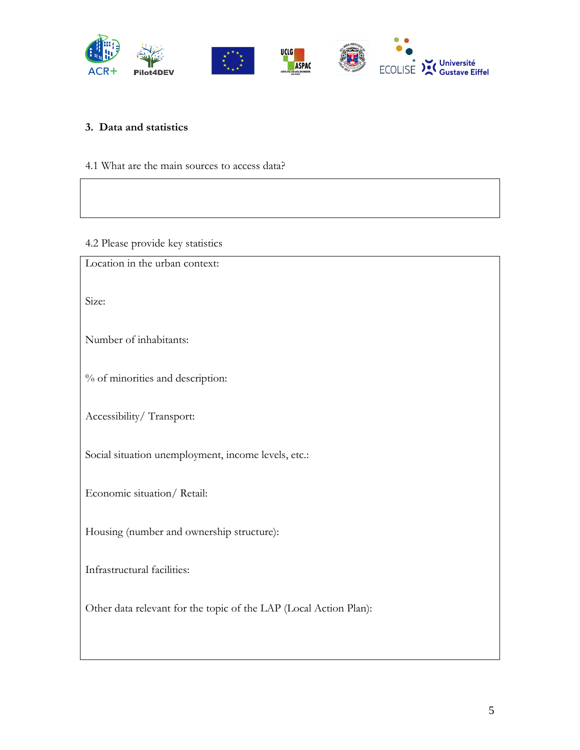## 3. Data and statistics

4.1 What are the main sources to access data?

| |
|---|
| |

4.2 Please provide key statistics

Location in the urban context:

Size:

Number of inhabitants:

% of minorities and description:

Accessibility/ Transport:

Social situation unemployment, income levels, etc.:

Economic situation/ Retail:

Housing (number and ownership structure):

Infrastructural facilities:

Other data relevant for the topic of the LAP (Local Action Plan):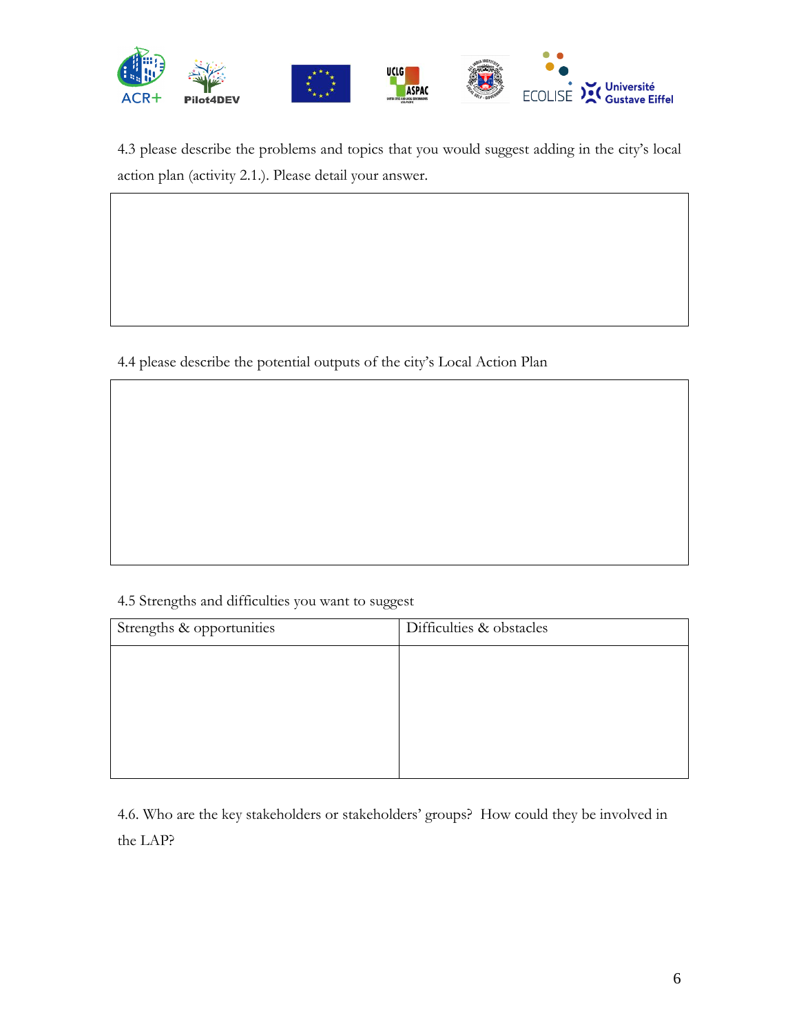4.3 please describe the problems and topics that you would suggest adding in the city's local action plan (activity 2.1.). Please detail your answer.

| |
|---|
| |

4.4 please describe the potential outputs of the city's Local Action Plan

| |
|---|
| |

4.5 Strengths and difficulties you want to suggest

| Strengths & opportunities | Difficulties & obstacles |
|---|---|
| | |

4.6. Who are the key stakeholders or stakeholders' groups? How could they be involved in the LAP?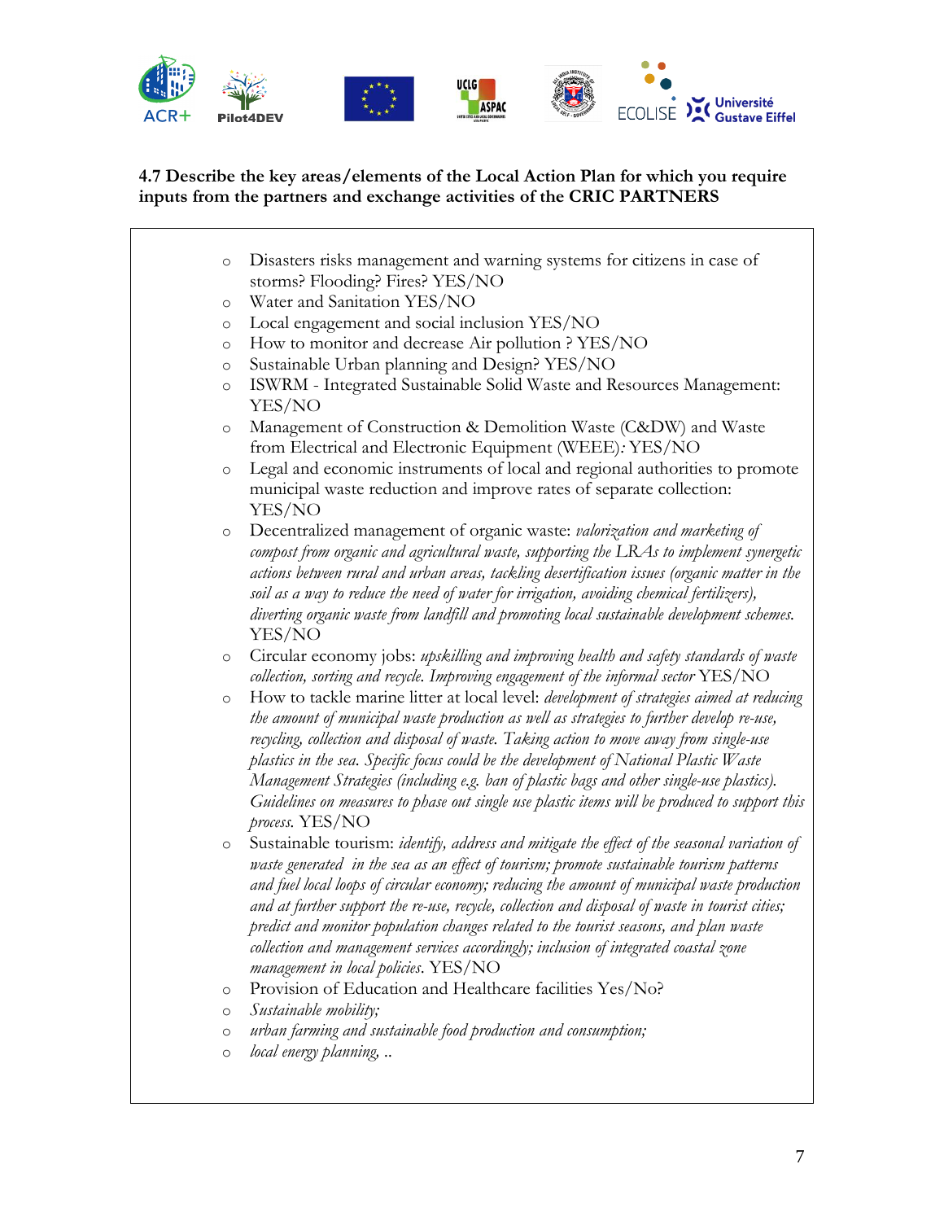**4.7 Describe the key areas/elements of the Local Action Plan for which you require inputs from the partners and exchange activities of the CRIC PARTNERS**

- Disasters risks management and warning systems for citizens in case of storms? Flooding? Fires? YES/NO
- Water and Sanitation YES/NO
- Local engagement and social inclusion YES/NO
- How to monitor and decrease Air pollution ? YES/NO
- Sustainable Urban planning and Design? YES/NO
- ISWRM - Integrated Sustainable Solid Waste and Resources Management: YES/NO
- Management of Construction & Demolition Waste (C&DW) and Waste from Electrical and Electronic Equipment (WEEE)*:* YES/NO
- Legal and economic instruments of local and regional authorities to promote municipal waste reduction and improve rates of separate collection: YES/NO
- Decentralized management of organic waste: *valorization and marketing of compost from organic and agricultural waste, supporting the LRAs to implement synergetic actions between rural and urban areas, tackling desertification issues (organic matter in the soil as a way to reduce the need of water for irrigation, avoiding chemical fertilizers), diverting organic waste from landfill and promoting local sustainable development schemes.* YES/NO
- Circular economy jobs: *upskilling and improving health and safety standards of waste collection, sorting and recycle. Improving engagement of the informal sector* YES/NO
- How to tackle marine litter at local level: *development of strategies aimed at reducing the amount of municipal waste production as well as strategies to further develop re-use, recycling, collection and disposal of waste. Taking action to move away from single-use plastics in the sea. Specific focus could be the development of National Plastic Waste Management Strategies (including e.g. ban of plastic bags and other single-use plastics). Guidelines on measures to phase out single use plastic items will be produced to support this process.* YES/NO
- Sustainable tourism: *identify, address and mitigate the effect of the seasonal variation of waste generated in the sea as an effect of tourism; promote sustainable tourism patterns and fuel local loops of circular economy; reducing the amount of municipal waste production and at further support the re-use, recycle, collection and disposal of waste in tourist cities; predict and monitor population changes related to the tourist seasons, and plan waste collection and management services accordingly; inclusion of integrated coastal zone management in local policies.* YES/NO
- Provision of Education and Healthcare facilities Yes/No?
- *Sustainable mobility;*
- *urban farming and sustainable food production and consumption;*
- *local energy planning, ..*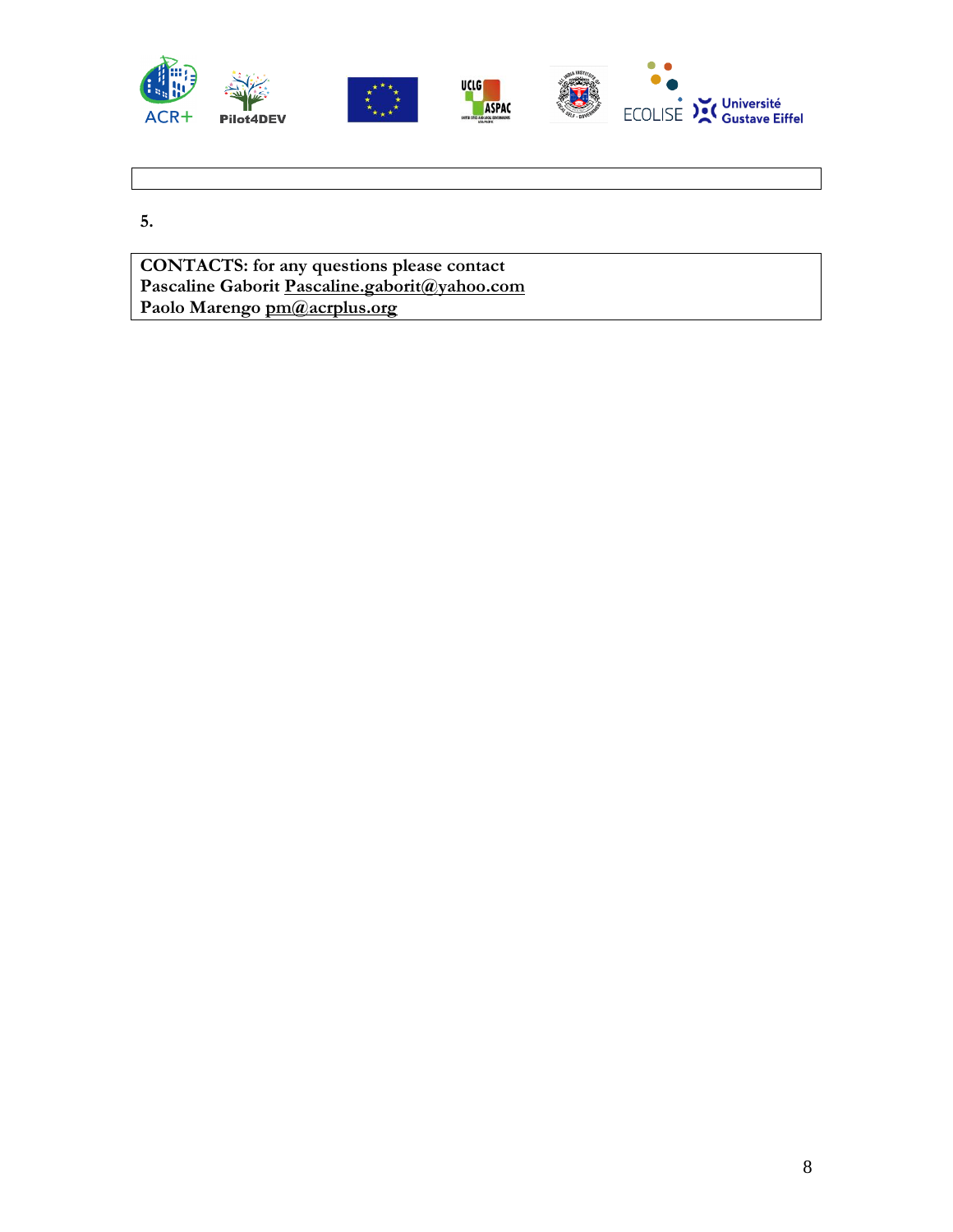**5.**

| |
|---|
| **CONTACTS: for any questions please contact**<br>**Pascaline Gaborit Pascaline.gaborit@yahoo.com**<br>**Paolo Marengo pm@acrplus.org** |